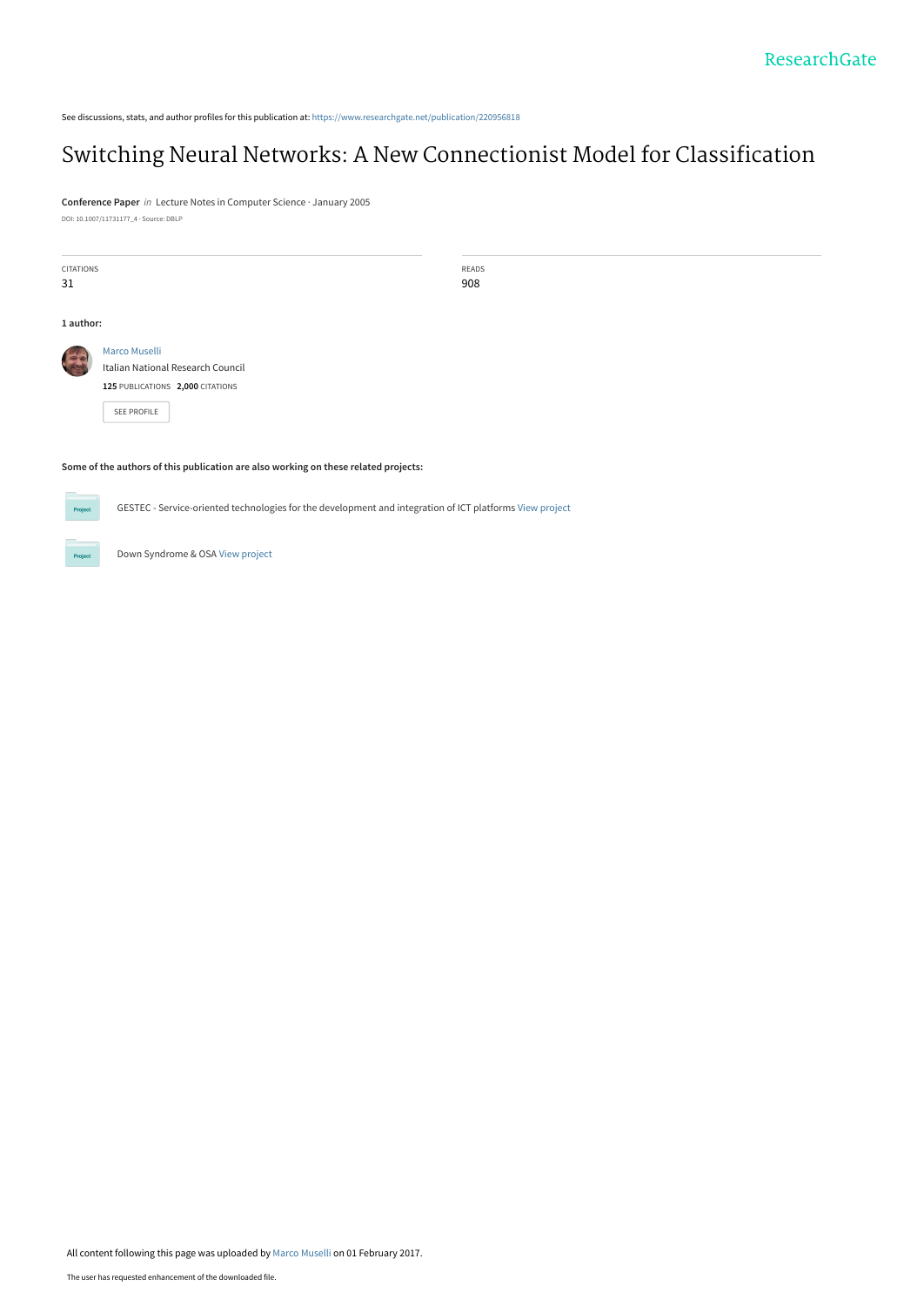See discussions, stats, and author profiles for this publication at: https://www.researchgate.net/publication/220956818

# Switching Neural Networks: A New Connectionist Model for Classification

**Conference Paper** *in* Lecture Notes in Computer Science · January 2005

DOI: 10.1007/11731177_4 · Source: DBLP

| CITATIONS | READS |
| --- | --- |
| 31 | 908 |

**1 author:**

Marco Muselli
Italian National Research Council
**125** PUBLICATIONS **2,000** CITATIONS

SEE PROFILE

**Some of the authors of this publication are also working on these related projects:**

GESTEC - Service-oriented technologies for the development and integration of ICT platforms View project

Down Syndrome & OSA View project

All content following this page was uploaded by Marco Muselli on 01 February 2017.

The user has requested enhancement of the downloaded file.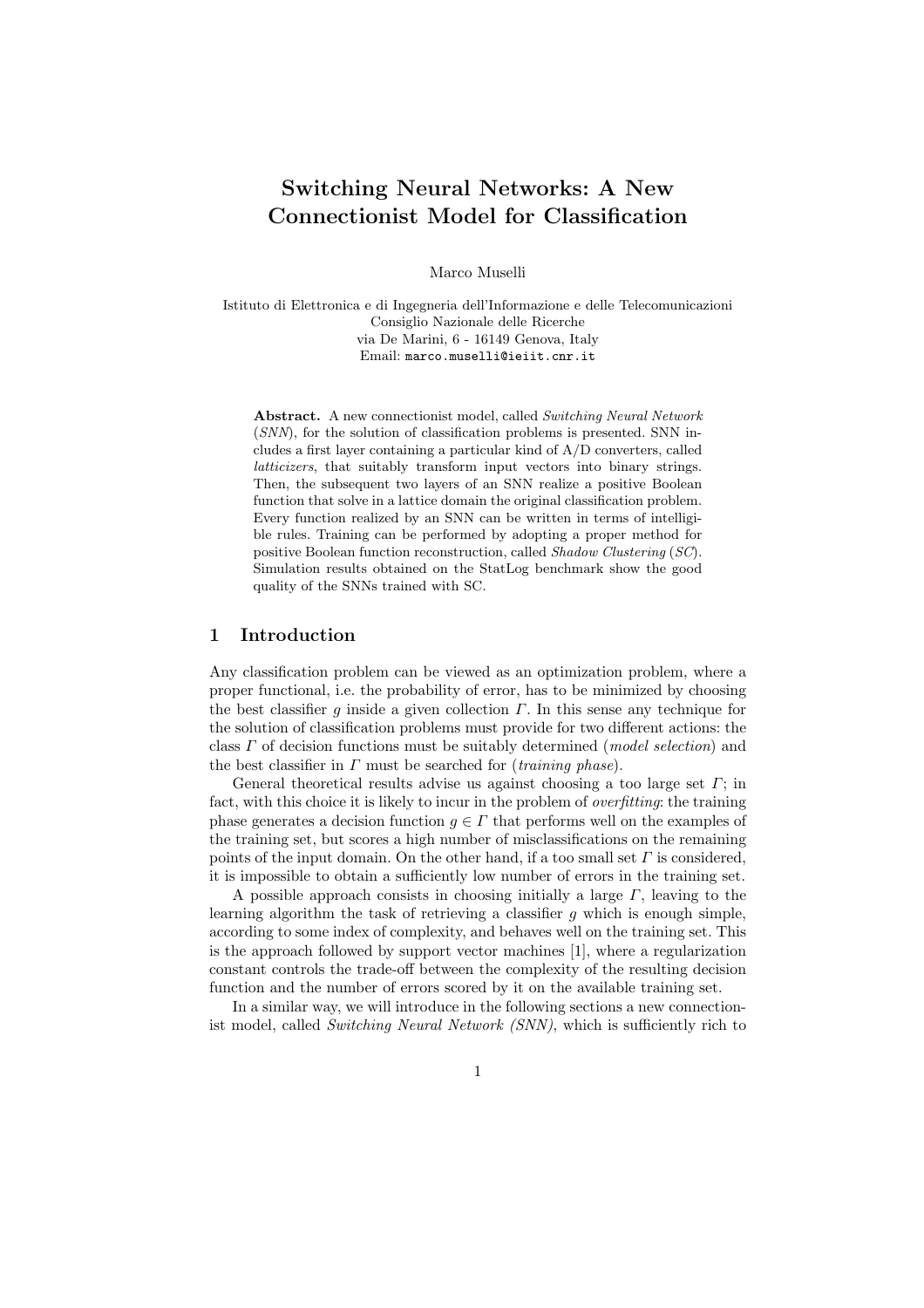# Switching Neural Networks: A New Connectionist Model for Classification

Marco Muselli

Istituto di Elettronica e di Ingegneria dell'Informazione e delle Telecomunicazioni
Consiglio Nazionale delle Ricerche
via De Marini, 6 - 16149 Genova, Italy
Email: marco.muselli@ieiit.cnr.it

**Abstract.** A new connectionist model, called *Switching Neural Network* (*SNN*), for the solution of classification problems is presented. SNN includes a first layer containing a particular kind of A/D converters, called *latticizers*, that suitably transform input vectors into binary strings. Then, the subsequent two layers of an SNN realize a positive Boolean function that solve in a lattice domain the original classification problem. Every function realized by an SNN can be written in terms of intelligible rules. Training can be performed by adopting a proper method for positive Boolean function reconstruction, called *Shadow Clustering* (*SC*). Simulation results obtained on the StatLog benchmark show the good quality of the SNNs trained with SC.

## 1 Introduction

Any classification problem can be viewed as an optimization problem, where a proper functional, i.e. the probability of error, has to be minimized by choosing the best classifier $g$ inside a given collection $\Gamma$. In this sense any technique for the solution of classification problems must provide for two different actions: the class $\Gamma$ of decision functions must be suitably determined (*model selection*) and the best classifier in $\Gamma$ must be searched for (*training phase*).

General theoretical results advise us against choosing a too large set $\Gamma$; in fact, with this choice it is likely to incur in the problem of *overfitting*: the training phase generates a decision function $g \in \Gamma$ that performs well on the examples of the training set, but scores a high number of misclassifications on the remaining points of the input domain. On the other hand, if a too small set $\Gamma$ is considered, it is impossible to obtain a sufficiently low number of errors in the training set.

A possible approach consists in choosing initially a large $\Gamma$, leaving to the learning algorithm the task of retrieving a classifier $g$ which is enough simple, according to some index of complexity, and behaves well on the training set. This is the approach followed by support vector machines [1], where a regularization constant controls the trade-off between the complexity of the resulting decision function and the number of errors scored by it on the available training set.

In a similar way, we will introduce in the following sections a new connectionist model, called *Switching Neural Network (SNN)*, which is sufficiently rich to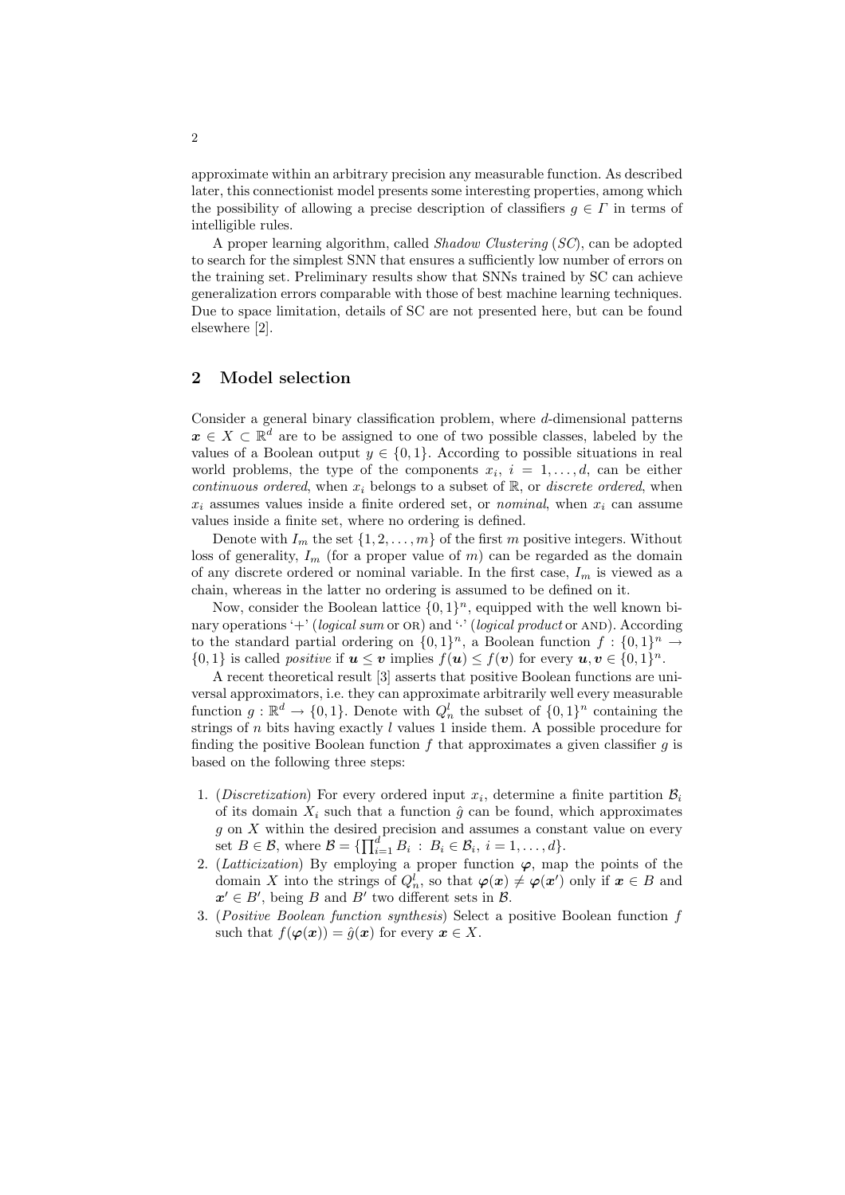approximate within an arbitrary precision any measurable function. As described later, this connectionist model presents some interesting properties, among which the possibility of allowing a precise description of classifiers $g \in \Gamma$ in terms of intelligible rules.

A proper learning algorithm, called *Shadow Clustering* (*SC*), can be adopted to search for the simplest SNN that ensures a sufficiently low number of errors on the training set. Preliminary results show that SNNs trained by SC can achieve generalization errors comparable with those of best machine learning techniques. Due to space limitation, details of SC are not presented here, but can be found elsewhere [2].

## 2 Model selection

Consider a general binary classification problem, where $d$-dimensional patterns $\boldsymbol{x} \in X \subset \mathbb{R}^d$ are to be assigned to one of two possible classes, labeled by the values of a Boolean output $y \in \{0, 1\}$. According to possible situations in real world problems, the type of the components $x_i$, $i = 1, \ldots, d$, can be either *continuous ordered*, when $x_i$ belongs to a subset of $\mathbb{R}$, or *discrete ordered*, when $x_i$ assumes values inside a finite ordered set, or *nominal*, when $x_i$ can assume values inside a finite set, where no ordering is defined.

Denote with $I_m$ the set $\{1, 2, \ldots, m\}$ of the first $m$ positive integers. Without loss of generality, $I_m$ (for a proper value of $m$) can be regarded as the domain of any discrete ordered or nominal variable. In the first case, $I_m$ is viewed as a chain, whereas in the latter no ordering is assumed to be defined on it.

Now, consider the Boolean lattice $\{0, 1\}^n$, equipped with the well known binary operations '+' (*logical sum* or OR) and '$\cdot$' (*logical product* or AND). According to the standard partial ordering on $\{0, 1\}^n$, a Boolean function $f : \{0, 1\}^n \to \{0, 1\}$ is called *positive* if $\boldsymbol{u} \leq \boldsymbol{v}$ implies $f(\boldsymbol{u}) \leq f(\boldsymbol{v})$ for every $\boldsymbol{u}, \boldsymbol{v} \in \{0, 1\}^n$.

A recent theoretical result [3] asserts that positive Boolean functions are universal approximators, i.e. they can approximate arbitrarily well every measurable function $g : \mathbb{R}^d \to \{0, 1\}$. Denote with $Q_n^l$ the subset of $\{0, 1\}^n$ containing the strings of $n$ bits having exactly $l$ values 1 inside them. A possible procedure for finding the positive Boolean function $f$ that approximates a given classifier $g$ is based on the following three steps:

1. (*Discretization*) For every ordered input $x_i$, determine a finite partition $\mathcal{B}_i$ of its domain $X_i$ such that a function $\hat{g}$ can be found, which approximates $g$ on $X$ within the desired precision and assumes a constant value on every set $B \in \mathcal{B}$, where $\mathcal{B} = \{\prod_{i=1}^{d} B_i \, : \, B_i \in \mathcal{B}_i, \, i = 1, \ldots, d\}$.
2. (*Latticization*) By employing a proper function $\boldsymbol{\varphi}$, map the points of the domain $X$ into the strings of $Q_n^l$, so that $\boldsymbol{\varphi}(\boldsymbol{x}) \neq \boldsymbol{\varphi}(\boldsymbol{x}')$ only if $\boldsymbol{x} \in B$ and $\boldsymbol{x}' \in B'$, being $B$ and $B'$ two different sets in $\mathcal{B}$.
3. (*Positive Boolean function synthesis*) Select a positive Boolean function $f$ such that $f(\boldsymbol{\varphi}(\boldsymbol{x})) = \hat{g}(\boldsymbol{x})$ for every $\boldsymbol{x} \in X$.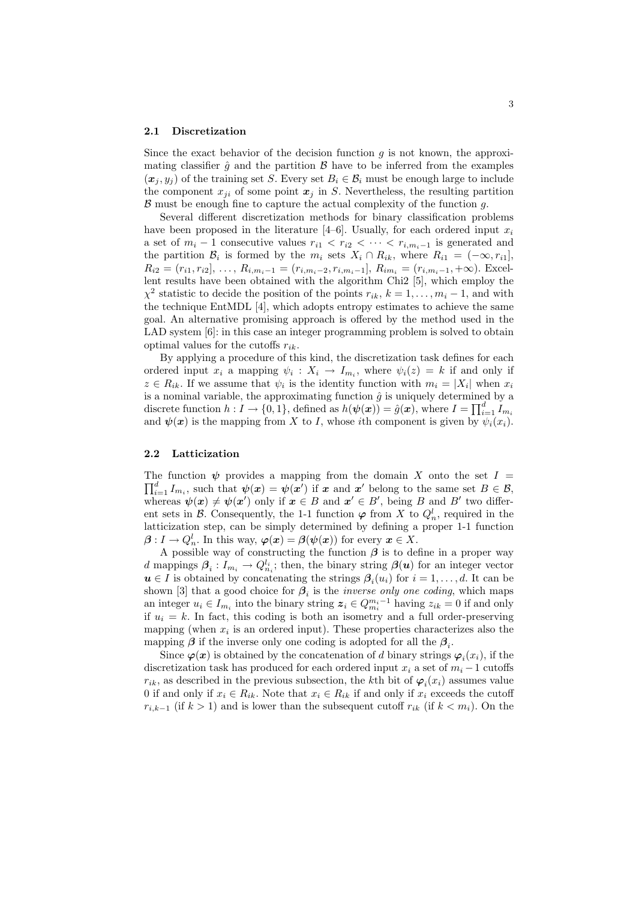### 2.1 Discretization

Since the exact behavior of the decision function $g$ is not known, the approximating classifier $\hat{g}$ and the partition $\mathcal{B}$ have to be inferred from the examples $(\boldsymbol{x}_j, y_j)$ of the training set $S$. Every set $B_i \in \mathcal{B}_i$ must be enough large to include the component $x_{ji}$ of some point $\boldsymbol{x}_j$ in $S$. Nevertheless, the resulting partition $\mathcal{B}$ must be enough fine to capture the actual complexity of the function $g$.

Several different discretization methods for binary classification problems have been proposed in the literature [4–6]. Usually, for each ordered input $x_i$ a set of $m_i - 1$ consecutive values $r_{i1} < r_{i2} < \cdots < r_{i,m_i-1}$ is generated and the partition $\mathcal{B}_i$ is formed by the $m_i$ sets $X_i \cap R_{ik}$, where $R_{i1} = (-\infty, r_{i1}]$, $R_{i2} = (r_{i1}, r_{i2}]$, $\ldots$, $R_{i,m_i-1} = (r_{i,m_i-2}, r_{i,m_i-1}]$, $R_{im_i} = (r_{i,m_i-1}, +\infty)$. Excellent results have been obtained with the algorithm Chi2 [5], which employ the $\chi^2$ statistic to decide the position of the points $r_{ik}$, $k = 1, \ldots, m_i - 1$, and with the technique EntMDL [4], which adopts entropy estimates to achieve the same goal. An alternative promising approach is offered by the method used in the LAD system [6]: in this case an integer programming problem is solved to obtain optimal values for the cutoffs $r_{ik}$.

By applying a procedure of this kind, the discretization task defines for each ordered input $x_i$ a mapping $\psi_i : X_i \to I_{m_i}$, where $\psi_i(z) = k$ if and only if $z \in R_{ik}$. If we assume that $\psi_i$ is the identity function with $m_i = |X_i|$ when $x_i$ is a nominal variable, the approximating function $\hat{g}$ is uniquely determined by a discrete function $h : I \to \{0, 1\}$, defined as $h(\boldsymbol{\psi}(\boldsymbol{x})) = \hat{g}(\boldsymbol{x})$, where $I = \prod_{i=1}^{d} I_{m_i}$ and $\boldsymbol{\psi}(\boldsymbol{x})$ is the mapping from $X$ to $I$, whose $i$th component is given by $\psi_i(x_i)$.

### 2.2 Latticization

The function $\boldsymbol{\psi}$ provides a mapping from the domain $X$ onto the set $I = \prod_{i=1}^{d} I_{m_i}$, such that $\boldsymbol{\psi}(\boldsymbol{x}) = \boldsymbol{\psi}(\boldsymbol{x}')$ if $\boldsymbol{x}$ and $\boldsymbol{x}'$ belong to the same set $B \in \mathcal{B}$, whereas $\boldsymbol{\psi}(\boldsymbol{x}) \neq \boldsymbol{\psi}(\boldsymbol{x}')$ only if $\boldsymbol{x} \in B$ and $\boldsymbol{x}' \in B'$, being $B$ and $B'$ two different sets in $\mathcal{B}$. Consequently, the 1-1 function $\boldsymbol{\varphi}$ from $X$ to $Q_n^l$, required in the latticization step, can be simply determined by defining a proper 1-1 function $\boldsymbol{\beta} : I \to Q_n^l$. In this way, $\boldsymbol{\varphi}(\boldsymbol{x}) = \boldsymbol{\beta}(\boldsymbol{\psi}(\boldsymbol{x}))$ for every $\boldsymbol{x} \in X$.

A possible way of constructing the function $\boldsymbol{\beta}$ is to define in a proper way $d$ mappings $\boldsymbol{\beta}_i : I_{m_i} \to Q_{n_i}^{l_i}$; then, the binary string $\boldsymbol{\beta}(\boldsymbol{u})$ for an integer vector $\boldsymbol{u} \in I$ is obtained by concatenating the strings $\boldsymbol{\beta}_i(u_i)$ for $i = 1, \ldots, d$. It can be shown [3] that a good choice for $\boldsymbol{\beta}_i$ is the *inverse only one coding*, which maps an integer $u_i \in I_{m_i}$ into the binary string $\boldsymbol{z}_i \in Q_{m_i}^{m_i-1}$ having $z_{ik} = 0$ if and only if $u_i = k$. In fact, this coding is both an isometry and a full order-preserving mapping (when $x_i$ is an ordered input). These properties characterizes also the mapping $\boldsymbol{\beta}$ if the inverse only one coding is adopted for all the $\boldsymbol{\beta}_i$.

Since $\boldsymbol{\varphi}(\boldsymbol{x})$ is obtained by the concatenation of $d$ binary strings $\boldsymbol{\varphi}_i(x_i)$, if the discretization task has produced for each ordered input $x_i$ a set of $m_i - 1$ cutoffs $r_{ik}$, as described in the previous subsection, the $k$th bit of $\boldsymbol{\varphi}_i(x_i)$ assumes value 0 if and only if $x_i \in R_{ik}$. Note that $x_i \in R_{ik}$ if and only if $x_i$ exceeds the cutoff $r_{i,k-1}$ (if $k > 1$) and is lower than the subsequent cutoff $r_{ik}$ (if $k < m_i$). On the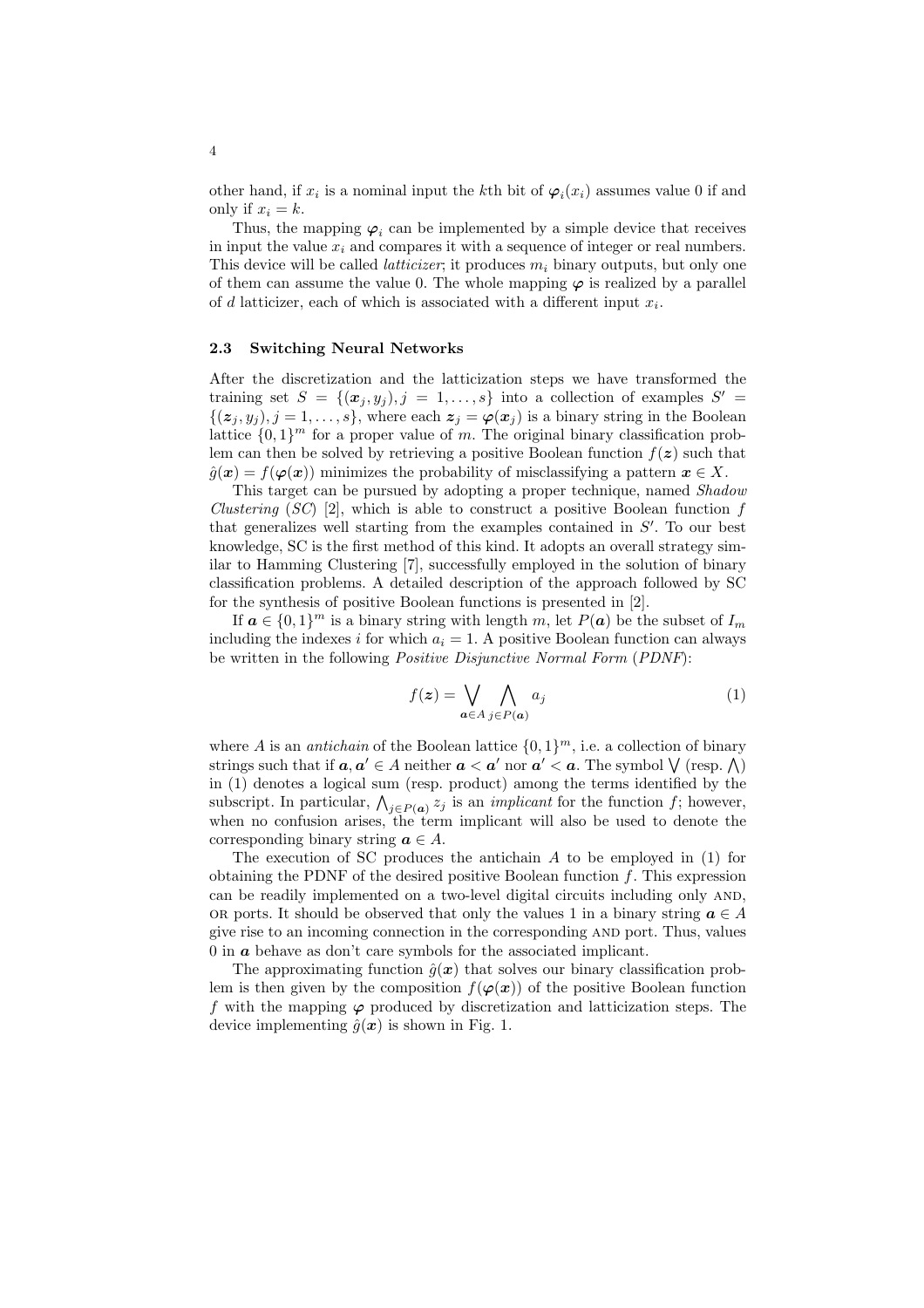other hand, if $x_i$ is a nominal input the $k$th bit of $\boldsymbol{\varphi}_i(x_i)$ assumes value 0 if and only if $x_i = k$.

Thus, the mapping $\boldsymbol{\varphi}_i$ can be implemented by a simple device that receives in input the value $x_i$ and compares it with a sequence of integer or real numbers. This device will be called *latticizer*; it produces $m_i$ binary outputs, but only one of them can assume the value 0. The whole mapping $\boldsymbol{\varphi}$ is realized by a parallel of $d$ latticizer, each of which is associated with a different input $x_i$.

### 2.3 Switching Neural Networks

After the discretization and the latticization steps we have transformed the training set $S = \{(\boldsymbol{x}_j, y_j), j = 1, \ldots, s\}$ into a collection of examples $S' = \{(\boldsymbol{z}_j, y_j), j = 1, \ldots, s\}$, where each $\boldsymbol{z}_j = \boldsymbol{\varphi}(\boldsymbol{x}_j)$ is a binary string in the Boolean lattice $\{0, 1\}^m$ for a proper value of $m$. The original binary classification problem can then be solved by retrieving a positive Boolean function $f(\boldsymbol{z})$ such that $\hat{g}(\boldsymbol{x}) = f(\boldsymbol{\varphi}(\boldsymbol{x}))$ minimizes the probability of misclassifying a pattern $\boldsymbol{x} \in X$.

This target can be pursued by adopting a proper technique, named *Shadow Clustering* (*SC*) [2], which is able to construct a positive Boolean function $f$ that generalizes well starting from the examples contained in $S'$. To our best knowledge, SC is the first method of this kind. It adopts an overall strategy similar to Hamming Clustering [7], successfully employed in the solution of binary classification problems. A detailed description of the approach followed by SC for the synthesis of positive Boolean functions is presented in [2].

If $\boldsymbol{a} \in \{0, 1\}^m$ is a binary string with length $m$, let $P(\boldsymbol{a})$ be the subset of $I_m$ including the indexes $i$ for which $a_i = 1$. A positive Boolean function can always be written in the following *Positive Disjunctive Normal Form* (*PDNF*):

$$f(\boldsymbol{z}) = \bigvee_{\boldsymbol{a} \in A} \bigwedge_{j \in P(\boldsymbol{a})} a_j \tag{1}$$

where $A$ is an *antichain* of the Boolean lattice $\{0, 1\}^m$, i.e. a collection of binary strings such that if $\boldsymbol{a}, \boldsymbol{a}' \in A$ neither $\boldsymbol{a} < \boldsymbol{a}'$ nor $\boldsymbol{a}' < \boldsymbol{a}$. The symbol $\bigvee$ (resp. $\bigwedge$) in (1) denotes a logical sum (resp. product) among the terms identified by the subscript. In particular, $\bigwedge_{j \in P(\boldsymbol{a})} z_j$ is an *implicant* for the function $f$; however, when no confusion arises, the term implicant will also be used to denote the corresponding binary string $\boldsymbol{a} \in A$.

The execution of SC produces the antichain $A$ to be employed in (1) for obtaining the PDNF of the desired positive Boolean function $f$. This expression can be readily implemented on a two-level digital circuits including only AND, OR ports. It should be observed that only the values 1 in a binary string $\boldsymbol{a} \in A$ give rise to an incoming connection in the corresponding AND port. Thus, values 0 in $\boldsymbol{a}$ behave as don't care symbols for the associated implicant.

The approximating function $\hat{g}(\boldsymbol{x})$ that solves our binary classification problem is then given by the composition $f(\boldsymbol{\varphi}(\boldsymbol{x}))$ of the positive Boolean function $f$ with the mapping $\boldsymbol{\varphi}$ produced by discretization and latticization steps. The device implementing $\hat{g}(\boldsymbol{x})$ is shown in Fig. 1.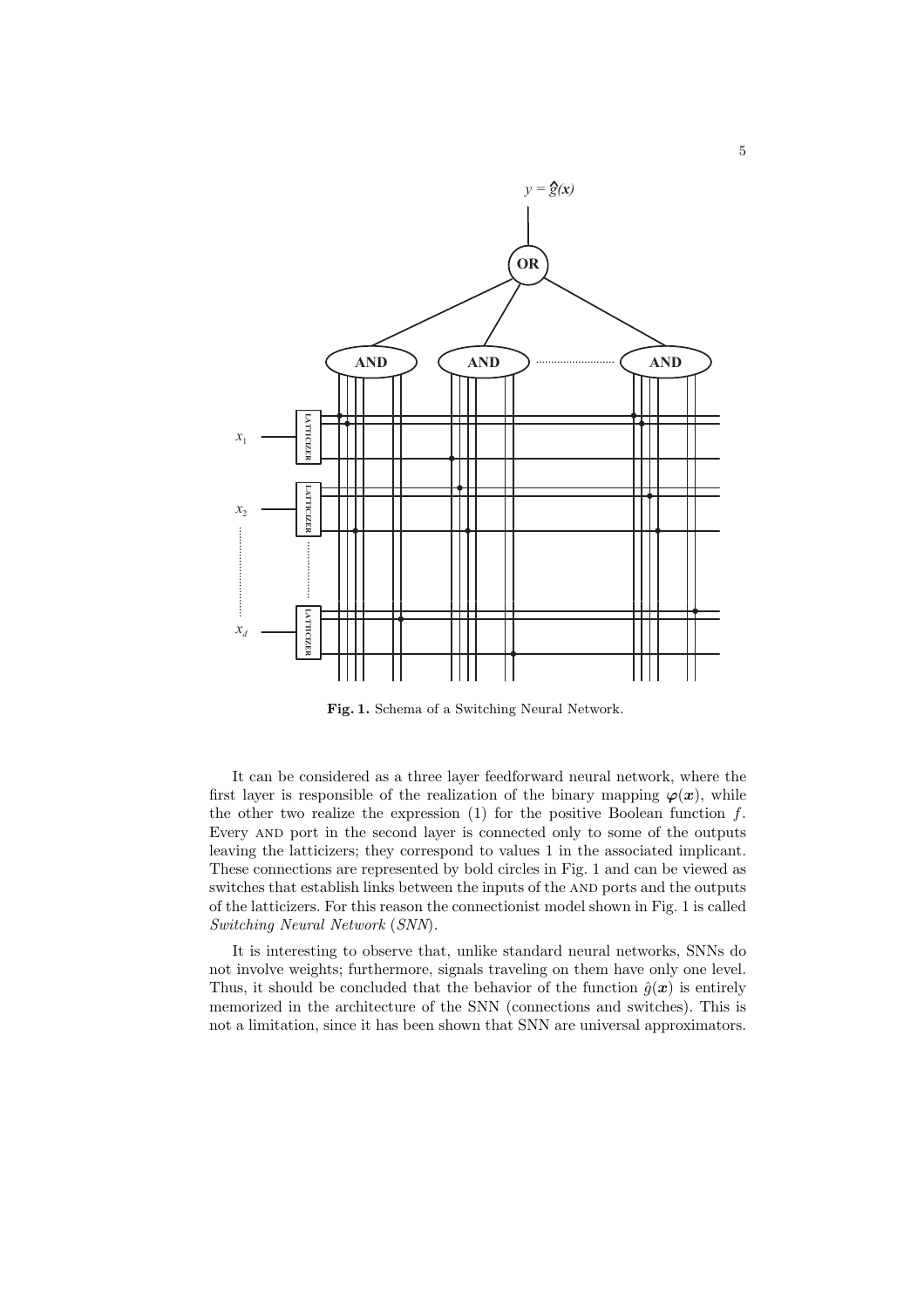Fig. 1. Schema of a Switching Neural Network.

It can be considered as a three layer feedforward neural network, where the first layer is responsible of the realization of the binary mapping $\boldsymbol{\varphi}(\boldsymbol{x})$, while the other two realize the expression (1) for the positive Boolean function $f$. Every AND port in the second layer is connected only to some of the outputs leaving the latticizers; they correspond to values 1 in the associated implicant. These connections are represented by bold circles in Fig. 1 and can be viewed as switches that establish links between the inputs of the AND ports and the outputs of the latticizers. For this reason the connectionist model shown in Fig. 1 is called *Switching Neural Network* (*SNN*).

It is interesting to observe that, unlike standard neural networks, SNNs do not involve weights; furthermore, signals traveling on them have only one level. Thus, it should be concluded that the behavior of the function $\hat{g}(\boldsymbol{x})$ is entirely memorized in the architecture of the SNN (connections and switches). This is not a limitation, since it has been shown that SNN are universal approximators.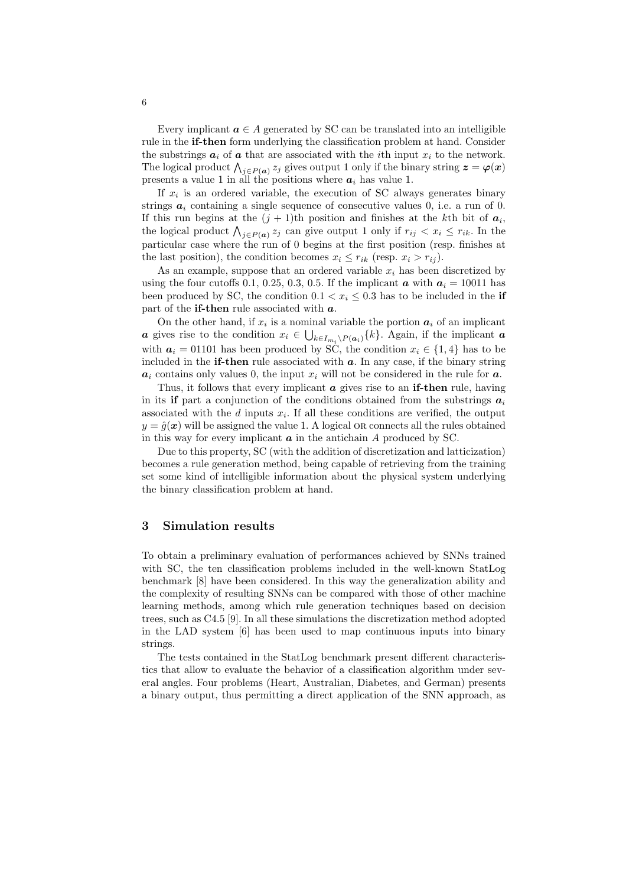Every implicant $\boldsymbol{a} \in A$ generated by SC can be translated into an intelligible rule in the **if-then** form underlying the classification problem at hand. Consider the substrings $\boldsymbol{a}_i$ of $\boldsymbol{a}$ that are associated with the $i$th input $x_i$ to the network. The logical product $\bigwedge_{j \in P(\boldsymbol{a})} z_j$ gives output 1 only if the binary string $\boldsymbol{z} = \boldsymbol{\varphi}(\boldsymbol{x})$ presents a value 1 in all the positions where $\boldsymbol{a}_i$ has value 1.

If $x_i$ is an ordered variable, the execution of SC always generates binary strings $\boldsymbol{a}_i$ containing a single sequence of consecutive values 0, i.e. a run of 0. If this run begins at the $(j+1)$th position and finishes at the $k$th bit of $\boldsymbol{a}_i$, the logical product $\bigwedge_{j \in P(\boldsymbol{a})} z_j$ can give output 1 only if $r_{ij} < x_i \leq r_{ik}$. In the particular case where the run of 0 begins at the first position (resp. finishes at the last position), the condition becomes $x_i \leq r_{ik}$ (resp. $x_i > r_{ij}$).

As an example, suppose that an ordered variable $x_i$ has been discretized by using the four cutoffs 0.1, 0.25, 0.3, 0.5. If the implicant $\boldsymbol{a}$ with $\boldsymbol{a}_i = 10011$ has been produced by SC, the condition $0.1 < x_i \leq 0.3$ has to be included in the **if** part of the **if-then** rule associated with $\boldsymbol{a}$.

On the other hand, if $x_i$ is a nominal variable the portion $\boldsymbol{a}_i$ of an implicant $\boldsymbol{a}$ gives rise to the condition $x_i \in \bigcup_{k \in I_{m_i} \setminus P(\boldsymbol{a}_i)} \{k\}$. Again, if the implicant $\boldsymbol{a}$ with $\boldsymbol{a}_i = 01101$ has been produced by SC, the condition $x_i \in \{1, 4\}$ has to be included in the **if-then** rule associated with $\boldsymbol{a}$. In any case, if the binary string $\boldsymbol{a}_i$ contains only values 0, the input $x_i$ will not be considered in the rule for $\boldsymbol{a}$.

Thus, it follows that every implicant $\boldsymbol{a}$ gives rise to an **if-then** rule, having in its **if** part a conjunction of the conditions obtained from the substrings $\boldsymbol{a}_i$ associated with the $d$ inputs $x_i$. If all these conditions are verified, the output $y = \hat{g}(\boldsymbol{x})$ will be assigned the value 1. A logical OR connects all the rules obtained in this way for every implicant $\boldsymbol{a}$ in the antichain $A$ produced by SC.

Due to this property, SC (with the addition of discretization and latticization) becomes a rule generation method, being capable of retrieving from the training set some kind of intelligible information about the physical system underlying the binary classification problem at hand.

## 3 Simulation results

To obtain a preliminary evaluation of performances achieved by SNNs trained with SC, the ten classification problems included in the well-known StatLog benchmark [8] have been considered. In this way the generalization ability and the complexity of resulting SNNs can be compared with those of other machine learning methods, among which rule generation techniques based on decision trees, such as C4.5 [9]. In all these simulations the discretization method adopted in the LAD system [6] has been used to map continuous inputs into binary strings.

The tests contained in the StatLog benchmark present different characteristics that allow to evaluate the behavior of a classification algorithm under several angles. Four problems (Heart, Australian, Diabetes, and German) presents a binary output, thus permitting a direct application of the SNN approach, as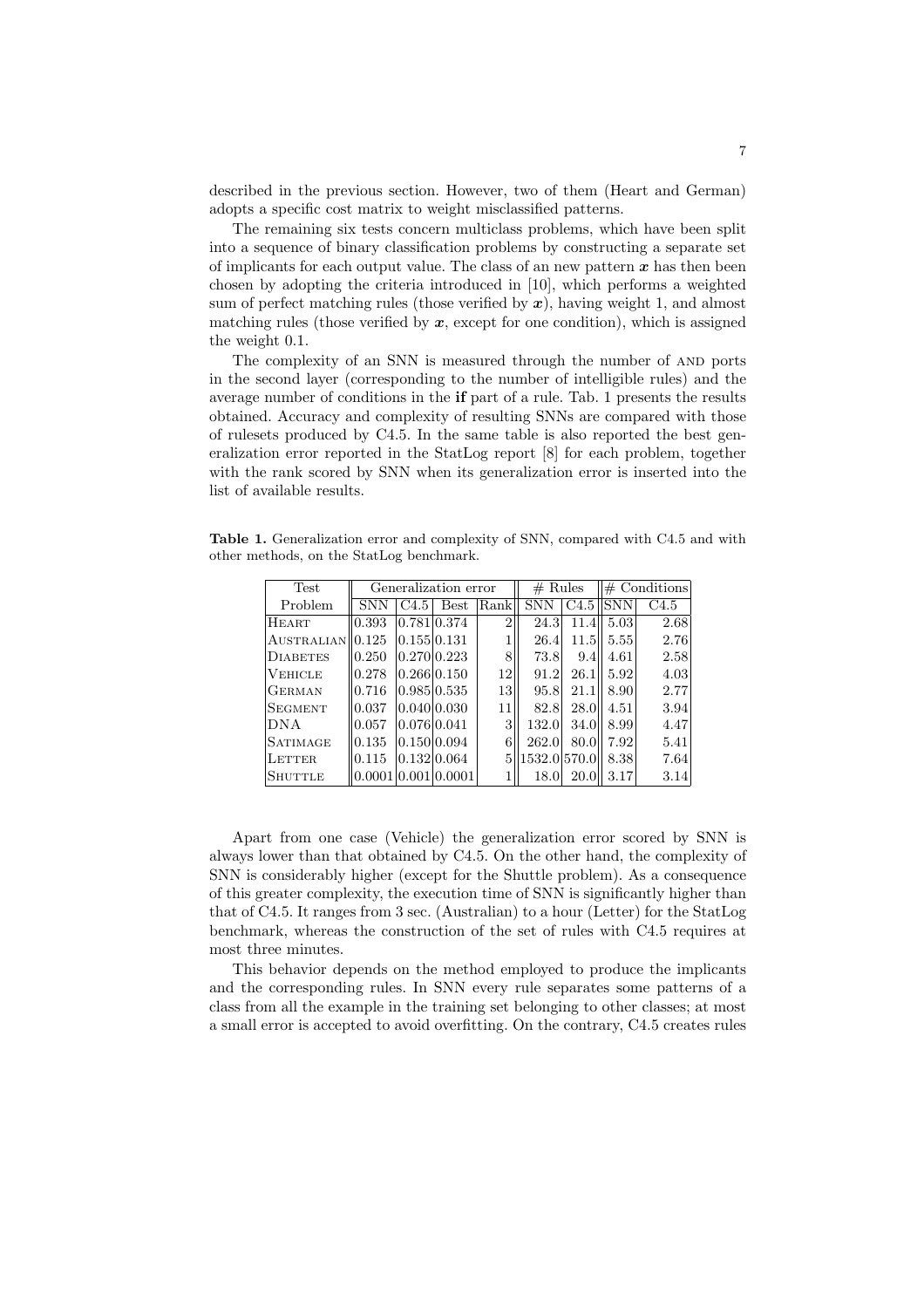described in the previous section. However, two of them (Heart and German) adopts a specific cost matrix to weight misclassified patterns.

The remaining six tests concern multiclass problems, which have been split into a sequence of binary classification problems by constructing a separate set of implicants for each output value. The class of an new pattern $\boldsymbol{x}$ has then been chosen by adopting the criteria introduced in [10], which performs a weighted sum of perfect matching rules (those verified by $\boldsymbol{x}$), having weight 1, and almost matching rules (those verified by $\boldsymbol{x}$, except for one condition), which is assigned the weight 0.1.

The complexity of an SNN is measured through the number of AND ports in the second layer (corresponding to the number of intelligible rules) and the average number of conditions in the **if** part of a rule. Tab. 1 presents the results obtained. Accuracy and complexity of resulting SNNs are compared with those of rulesets produced by C4.5. In the same table is also reported the best generalization error reported in the StatLog report [8] for each problem, together with the rank scored by SNN when its generalization error is inserted into the list of available results.

**Table 1.** Generalization error and complexity of SNN, compared with C4.5 and with other methods, on the StatLog benchmark.

| Test | Generalization error | | | | # Rules | | # Conditions | |
|---|---|---|---|---|---|---|---|---|
| Problem | SNN | C4.5 | Best | Rank | SNN | C4.5 | SNN | C4.5 |
| HEART | 0.393 | 0.781 | 0.374 | 2 | 24.3 | 11.4 | 5.03 | 2.68 |
| AUSTRALIAN | 0.125 | 0.155 | 0.131 | 1 | 26.4 | 11.5 | 5.55 | 2.76 |
| DIABETES | 0.250 | 0.270 | 0.223 | 8 | 73.8 | 9.4 | 4.61 | 2.58 |
| VEHICLE | 0.278 | 0.266 | 0.150 | 12 | 91.2 | 26.1 | 5.92 | 4.03 |
| GERMAN | 0.716 | 0.985 | 0.535 | 13 | 95.8 | 21.1 | 8.90 | 2.77 |
| SEGMENT | 0.037 | 0.040 | 0.030 | 11 | 82.8 | 28.0 | 4.51 | 3.94 |
| DNA | 0.057 | 0.076 | 0.041 | 3 | 132.0 | 34.0 | 8.99 | 4.47 |
| SATIMAGE | 0.135 | 0.150 | 0.094 | 6 | 262.0 | 80.0 | 7.92 | 5.41 |
| LETTER | 0.115 | 0.132 | 0.064 | 5 | 1532.0 | 570.0 | 8.38 | 7.64 |
| SHUTTLE | 0.0001 | 0.001 | 0.0001 | 1 | 18.0 | 20.0 | 3.17 | 3.14 |

Apart from one case (Vehicle) the generalization error scored by SNN is always lower than that obtained by C4.5. On the other hand, the complexity of SNN is considerably higher (except for the Shuttle problem). As a consequence of this greater complexity, the execution time of SNN is significantly higher than that of C4.5. It ranges from 3 sec. (Australian) to a hour (Letter) for the StatLog benchmark, whereas the construction of the set of rules with C4.5 requires at most three minutes.

This behavior depends on the method employed to produce the implicants and the corresponding rules. In SNN every rule separates some patterns of a class from all the example in the training set belonging to other classes; at most a small error is accepted to avoid overfitting. On the contrary, C4.5 creates rules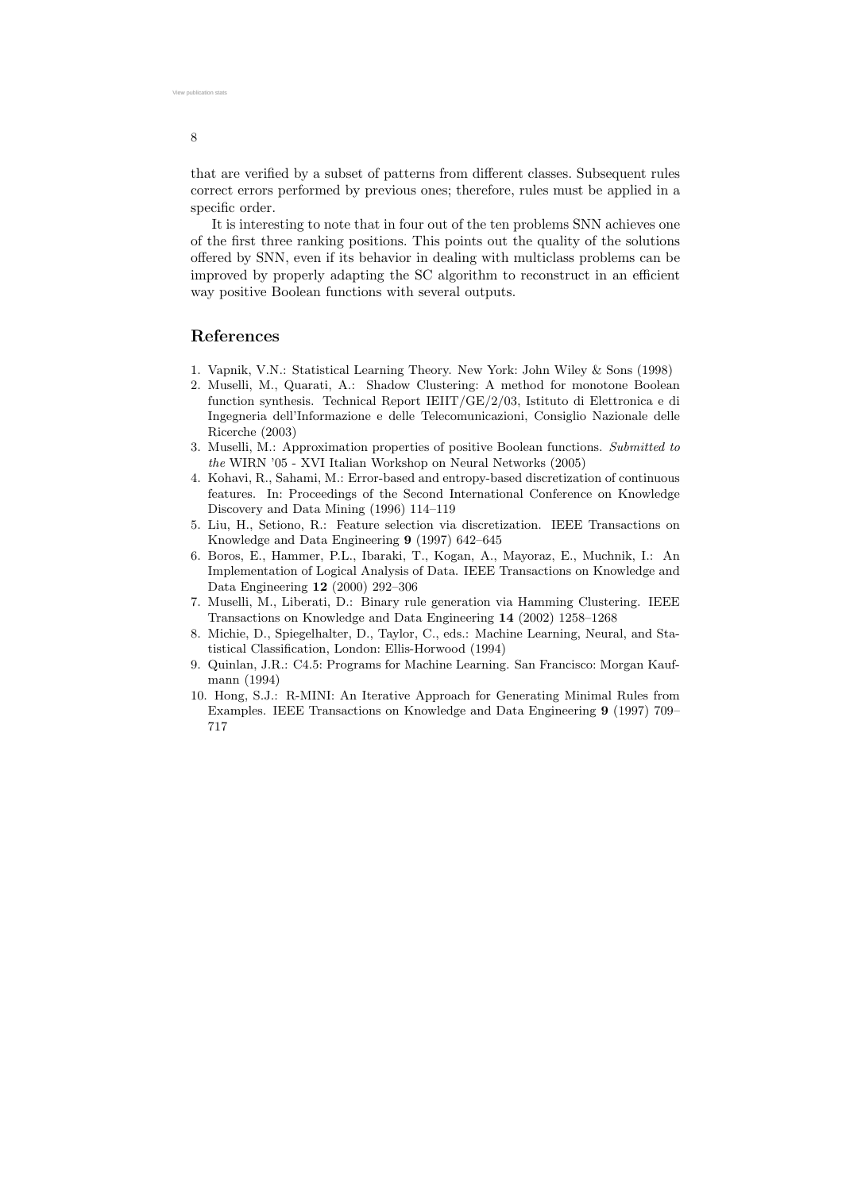that are verified by a subset of patterns from different classes. Subsequent rules correct errors performed by previous ones; therefore, rules must be applied in a specific order.

It is interesting to note that in four out of the ten problems SNN achieves one of the first three ranking positions. This points out the quality of the solutions offered by SNN, even if its behavior in dealing with multiclass problems can be improved by properly adapting the SC algorithm to reconstruct in an efficient way positive Boolean functions with several outputs.

## References

1. Vapnik, V.N.: Statistical Learning Theory. New York: John Wiley & Sons (1998)
2. Muselli, M., Quarati, A.: Shadow Clustering: A method for monotone Boolean function synthesis. Technical Report IEIIT/GE/2/03, Istituto di Elettronica e di Ingegneria dell'Informazione e delle Telecomunicazioni, Consiglio Nazionale delle Ricerche (2003)
3. Muselli, M.: Approximation properties of positive Boolean functions. *Submitted to the* WIRN '05 - XVI Italian Workshop on Neural Networks (2005)
4. Kohavi, R., Sahami, M.: Error-based and entropy-based discretization of continuous features. In: Proceedings of the Second International Conference on Knowledge Discovery and Data Mining (1996) 114–119
5. Liu, H., Setiono, R.: Feature selection via discretization. IEEE Transactions on Knowledge and Data Engineering **9** (1997) 642–645
6. Boros, E., Hammer, P.L., Ibaraki, T., Kogan, A., Mayoraz, E., Muchnik, I.: An Implementation of Logical Analysis of Data. IEEE Transactions on Knowledge and Data Engineering **12** (2000) 292–306
7. Muselli, M., Liberati, D.: Binary rule generation via Hamming Clustering. IEEE Transactions on Knowledge and Data Engineering **14** (2002) 1258–1268
8. Michie, D., Spiegelhalter, D., Taylor, C., eds.: Machine Learning, Neural, and Statistical Classification, London: Ellis-Horwood (1994)
9. Quinlan, J.R.: C4.5: Programs for Machine Learning. San Francisco: Morgan Kaufmann (1994)
10. Hong, S.J.: R-MINI: An Iterative Approach for Generating Minimal Rules from Examples. IEEE Transactions on Knowledge and Data Engineering **9** (1997) 709–717